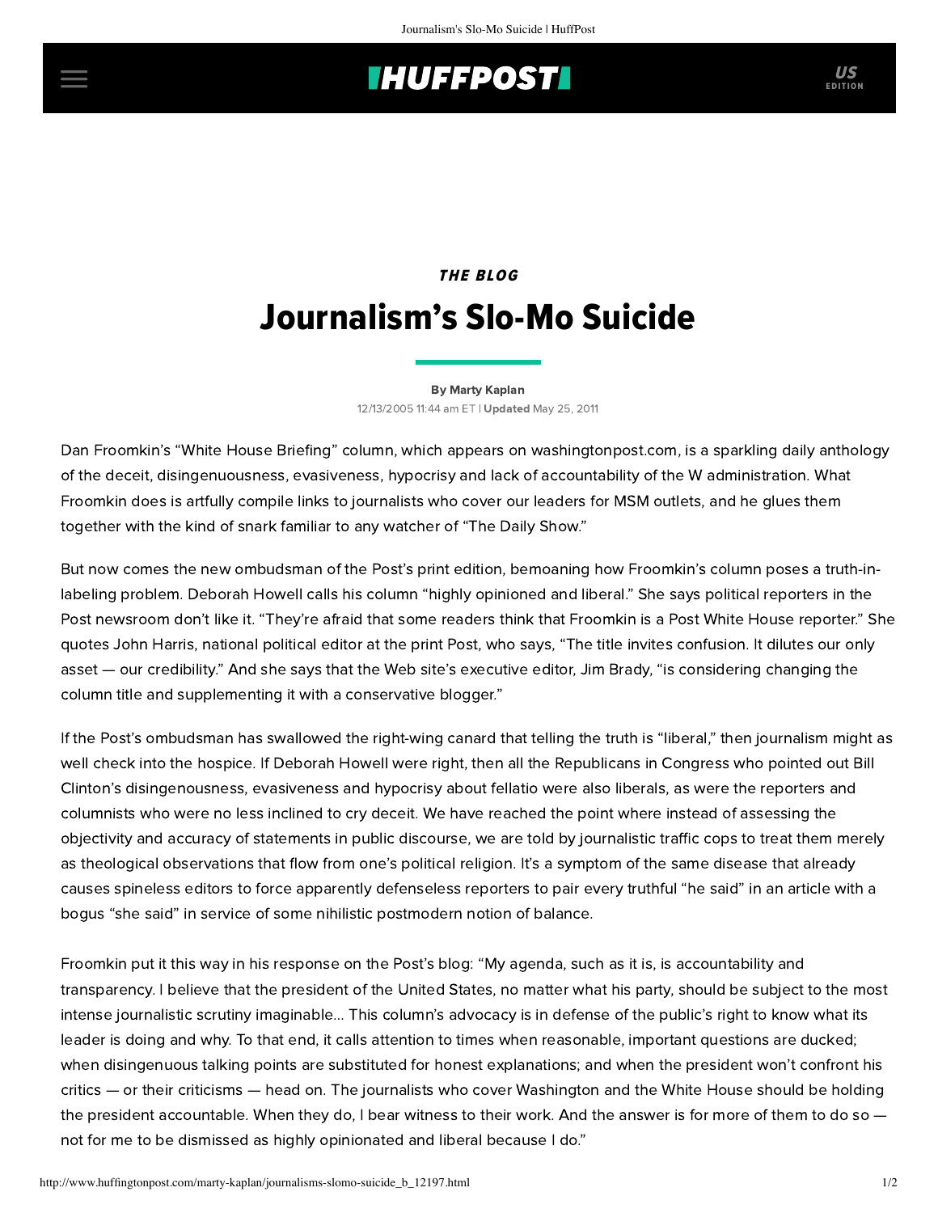*THE BLOG*

# Journalism's Slo-Mo Suicide

By Marty Kaplan

12/13/2005 11:44 am ET | **Updated** May 25, 2011

Dan Froomkin's "White House Briefing" column, which appears on washingtonpost.com, is a sparkling daily anthology of the deceit, disingenuousness, evasiveness, hypocrisy and lack of accountability of the W administration. What Froomkin does is artfully compile links to journalists who cover our leaders for MSM outlets, and he glues them together with the kind of snark familiar to any watcher of "The Daily Show."

But now comes the new ombudsman of the Post's print edition, bemoaning how Froomkin's column poses a truth-in-labeling problem. Deborah Howell calls his column "highly opinioned and liberal." She says political reporters in the Post newsroom don't like it. "They're afraid that some readers think that Froomkin is a Post White House reporter." She quotes John Harris, national political editor at the print Post, who says, "The title invites confusion. It dilutes our only asset — our credibility." And she says that the Web site's executive editor, Jim Brady, "is considering changing the column title and supplementing it with a conservative blogger."

If the Post's ombudsman has swallowed the right-wing canard that telling the truth is "liberal," then journalism might as well check into the hospice. If Deborah Howell were right, then all the Republicans in Congress who pointed out Bill Clinton's disingenousness, evasiveness and hypocrisy about fellatio were also liberals, as were the reporters and columnists who were no less inclined to cry deceit. We have reached the point where instead of assessing the objectivity and accuracy of statements in public discourse, we are told by journalistic traffic cops to treat them merely as theological observations that flow from one's political religion. It's a symptom of the same disease that already causes spineless editors to force apparently defenseless reporters to pair every truthful "he said" in an article with a bogus "she said" in service of some nihilistic postmodern notion of balance.

Froomkin put it this way in his response on the Post's blog: "My agenda, such as it is, is accountability and transparency. I believe that the president of the United States, no matter what his party, should be subject to the most intense journalistic scrutiny imaginable... This column's advocacy is in defense of the public's right to know what its leader is doing and why. To that end, it calls attention to times when reasonable, important questions are ducked; when disingenuous talking points are substituted for honest explanations; and when the president won't confront his critics — or their criticisms — head on. The journalists who cover Washington and the White House should be holding the president accountable. When they do, I bear witness to their work. And the answer is for more of them to do so — not for me to be dismissed as highly opinionated and liberal because I do."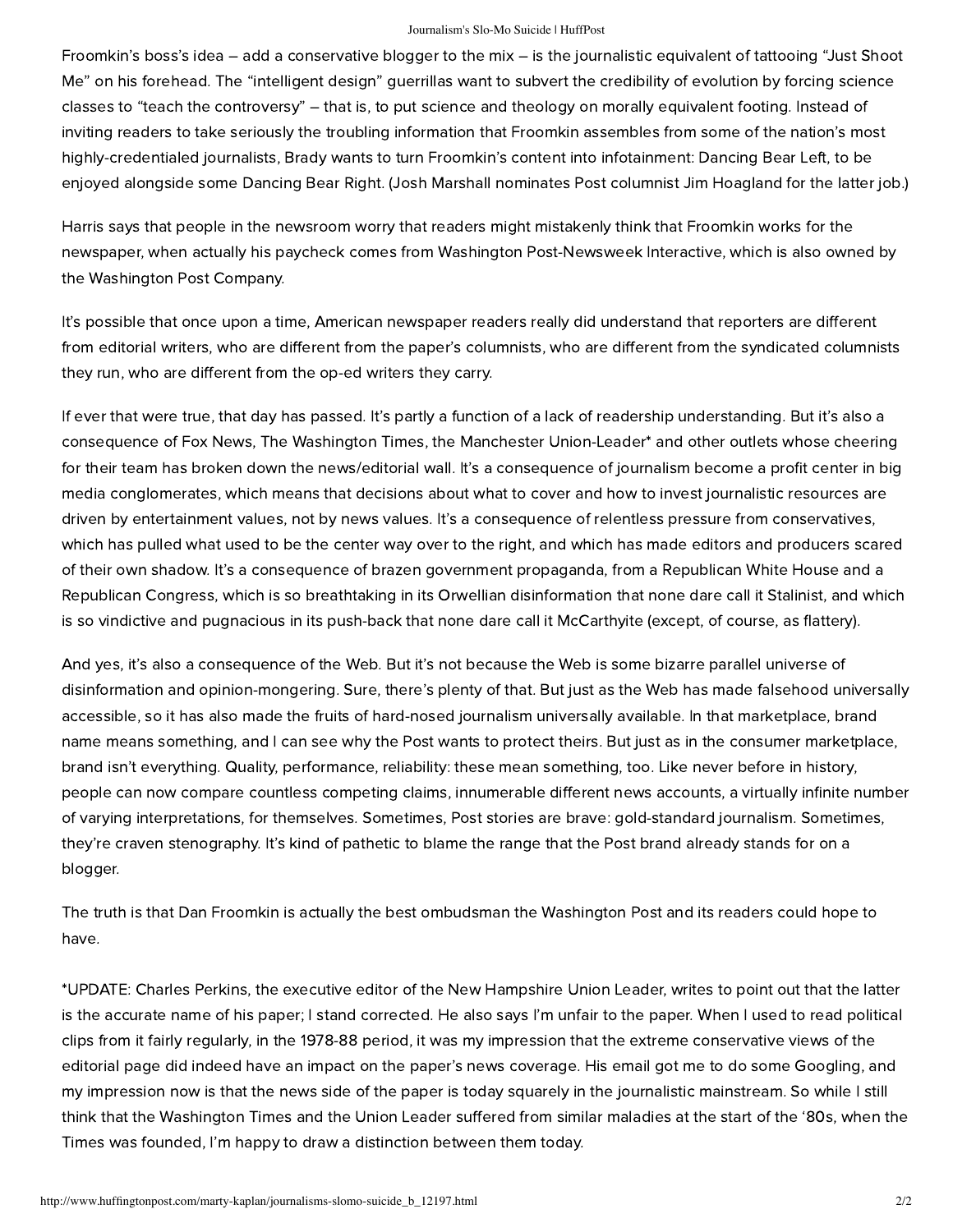Froomkin's boss's idea – add a conservative blogger to the mix – is the journalistic equivalent of tattooing "Just Shoot Me" on his forehead. The "intelligent design" guerrillas want to subvert the credibility of evolution by forcing science classes to "teach the controversy" – that is, to put science and theology on morally equivalent footing. Instead of inviting readers to take seriously the troubling information that Froomkin assembles from some of the nation's most highly-credentialed journalists, Brady wants to turn Froomkin's content into infotainment: Dancing Bear Left, to be enjoyed alongside some Dancing Bear Right. (Josh Marshall nominates Post columnist Jim Hoagland for the latter job.)

Harris says that people in the newsroom worry that readers might mistakenly think that Froomkin works for the newspaper, when actually his paycheck comes from Washington Post-Newsweek Interactive, which is also owned by the Washington Post Company.

It's possible that once upon a time, American newspaper readers really did understand that reporters are different from editorial writers, who are different from the paper's columnists, who are different from the syndicated columnists they run, who are different from the op-ed writers they carry.

If ever that were true, that day has passed. It's partly a function of a lack of readership understanding. But it's also a consequence of Fox News, The Washington Times, the Manchester Union-Leader* and other outlets whose cheering for their team has broken down the news/editorial wall. It's a consequence of journalism become a profit center in big media conglomerates, which means that decisions about what to cover and how to invest journalistic resources are driven by entertainment values, not by news values. It's a consequence of relentless pressure from conservatives, which has pulled what used to be the center way over to the right, and which has made editors and producers scared of their own shadow. It's a consequence of brazen government propaganda, from a Republican White House and a Republican Congress, which is so breathtaking in its Orwellian disinformation that none dare call it Stalinist, and which is so vindictive and pugnacious in its push-back that none dare call it McCarthyite (except, of course, as flattery).

And yes, it's also a consequence of the Web. But it's not because the Web is some bizarre parallel universe of disinformation and opinion-mongering. Sure, there's plenty of that. But just as the Web has made falsehood universally accessible, so it has also made the fruits of hard-nosed journalism universally available. In that marketplace, brand name means something, and I can see why the Post wants to protect theirs. But just as in the consumer marketplace, brand isn't everything. Quality, performance, reliability: these mean something, too. Like never before in history, people can now compare countless competing claims, innumerable different news accounts, a virtually infinite number of varying interpretations, for themselves. Sometimes, Post stories are brave: gold-standard journalism. Sometimes, they're craven stenography. It's kind of pathetic to blame the range that the Post brand already stands for on a blogger.

The truth is that Dan Froomkin is actually the best ombudsman the Washington Post and its readers could hope to have.

*UPDATE: Charles Perkins, the executive editor of the New Hampshire Union Leader, writes to point out that the latter is the accurate name of his paper; I stand corrected. He also says I'm unfair to the paper. When I used to read political clips from it fairly regularly, in the 1978-88 period, it was my impression that the extreme conservative views of the editorial page did indeed have an impact on the paper's news coverage. His email got me to do some Googling, and my impression now is that the news side of the paper is today squarely in the journalistic mainstream. So while I still think that the Washington Times and the Union Leader suffered from similar maladies at the start of the '80s, when the Times was founded, I'm happy to draw a distinction between them today.